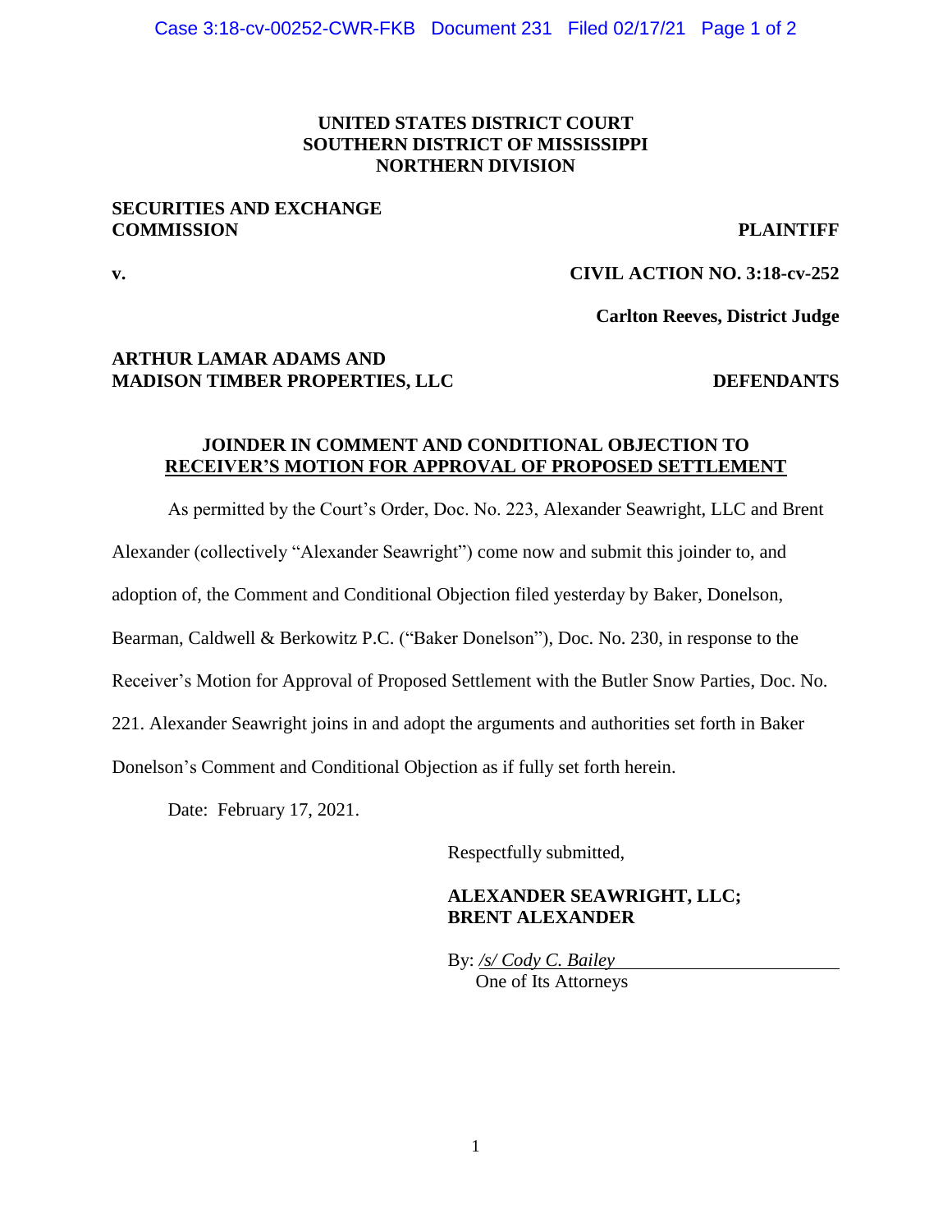**UNITED STATES DISTRICT COURT**
**SOUTHERN DISTRICT OF MISSISSIPPI**
**NORTHERN DIVISION**

**SECURITIES AND EXCHANGE COMMISSION** — **PLAINTIFF**

**v.** — **CIVIL ACTION NO. 3:18-cv-252**

**Carlton Reeves, District Judge**

**ARTHUR LAMAR ADAMS AND MADISON TIMBER PROPERTIES, LLC** — **DEFENDANTS**

## JOINDER IN COMMENT AND CONDITIONAL OBJECTION TO RECEIVER'S MOTION FOR APPROVAL OF PROPOSED SETTLEMENT

As permitted by the Court's Order, Doc. No. 223, Alexander Seawright, LLC and Brent Alexander (collectively "Alexander Seawright") come now and submit this joinder to, and adoption of, the Comment and Conditional Objection filed yesterday by Baker, Donelson, Bearman, Caldwell & Berkowitz P.C. ("Baker Donelson"), Doc. No. 230, in response to the Receiver's Motion for Approval of Proposed Settlement with the Butler Snow Parties, Doc. No. 221. Alexander Seawright joins in and adopt the arguments and authorities set forth in Baker Donelson's Comment and Conditional Objection as if fully set forth herein.

Date: February 17, 2021.

Respectfully submitted,

**ALEXANDER SEAWRIGHT, LLC;**
**BRENT ALEXANDER**

By: */s/ Cody C. Bailey*
One of Its Attorneys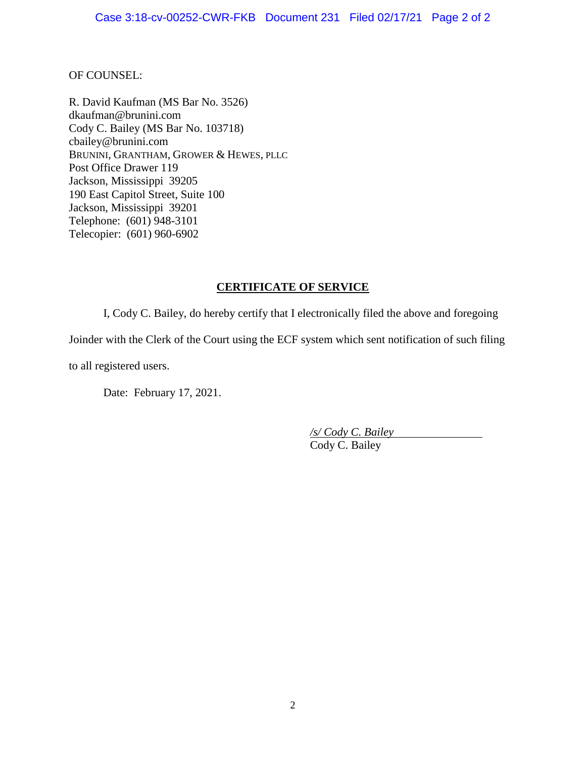OF COUNSEL:

R. David Kaufman (MS Bar No. 3526)
dkaufman@brunini.com
Cody C. Bailey (MS Bar No. 103718)
cbailey@brunini.com
BRUNINI, GRANTHAM, GROWER & HEWES, PLLC
Post Office Drawer 119
Jackson, Mississippi 39205
190 East Capitol Street, Suite 100
Jackson, Mississippi 39201
Telephone: (601) 948-3101
Telecopier: (601) 960-6902

## CERTIFICATE OF SERVICE

I, Cody C. Bailey, do hereby certify that I electronically filed the above and foregoing Joinder with the Clerk of the Court using the ECF system which sent notification of such filing to all registered users.

Date: February 17, 2021.

*/s/ Cody C. Bailey*
Cody C. Bailey